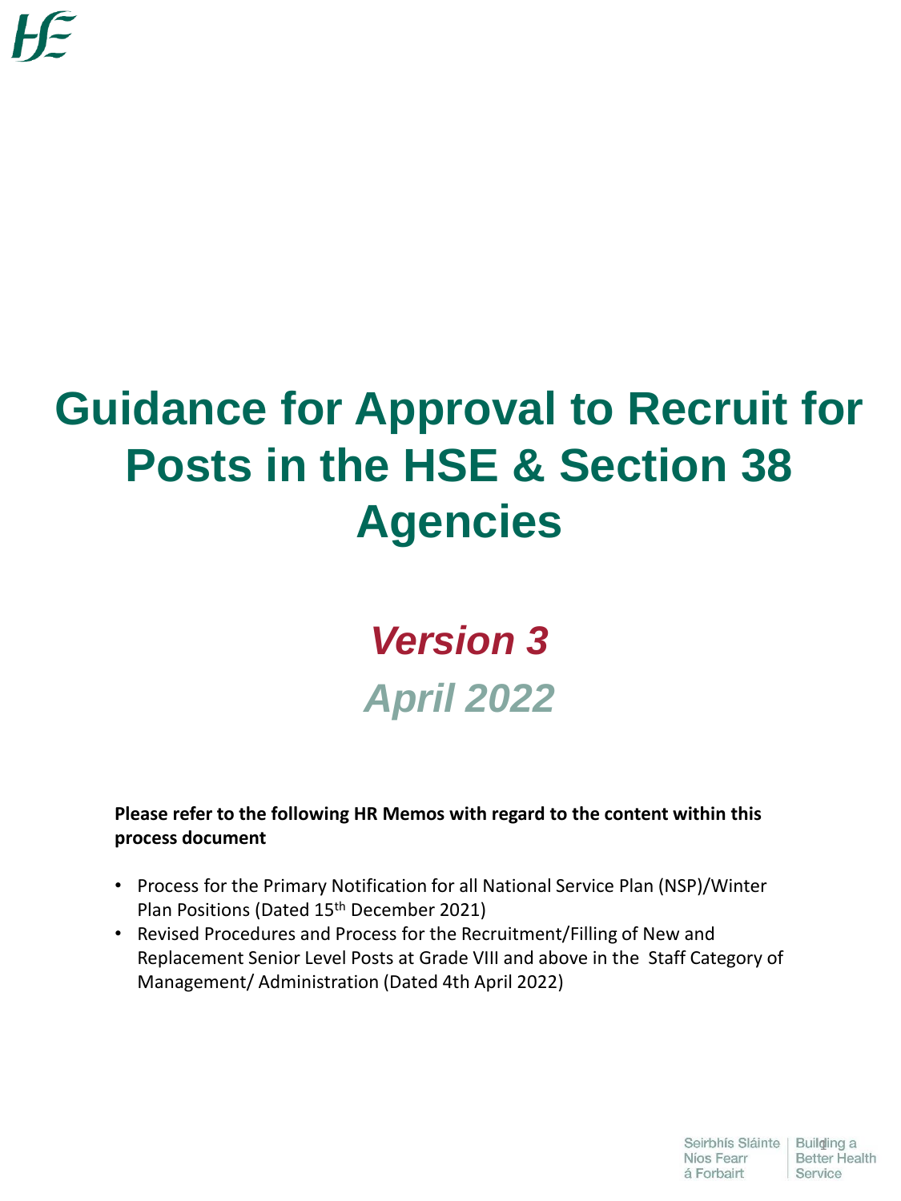# Guidance for Approval to Recruit for Posts in the HSE & Section 38 Agencies

## *Version 3*

## *April 2022*

**Please refer to the following HR Memos with regard to the content within this process document**

- Process for the Primary Notification for all National Service Plan (NSP)/Winter Plan Positions (Dated 15th December 2021)
- Revised Procedures and Process for the Recruitment/Filling of New and Replacement Senior Level Posts at Grade VIII and above in the Staff Category of Management/ Administration (Dated 4th April 2022)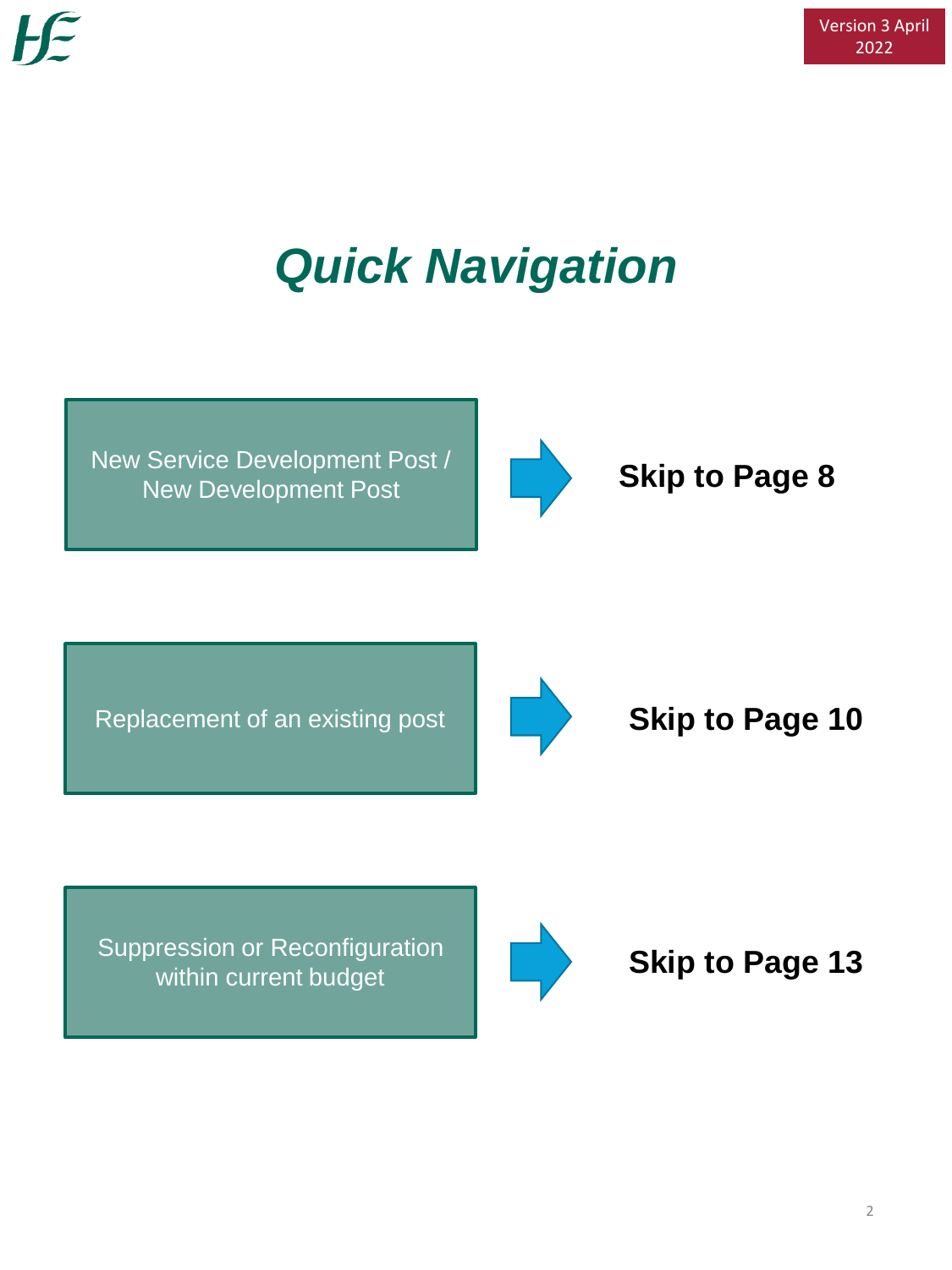# *Quick Navigation*

| | |
|---|---|
| New Service Development Post / New Development Post | **Skip to Page 8** |
| Replacement of an existing post | **Skip to Page 10** |
| Suppression or Reconfiguration within current budget | **Skip to Page 13** |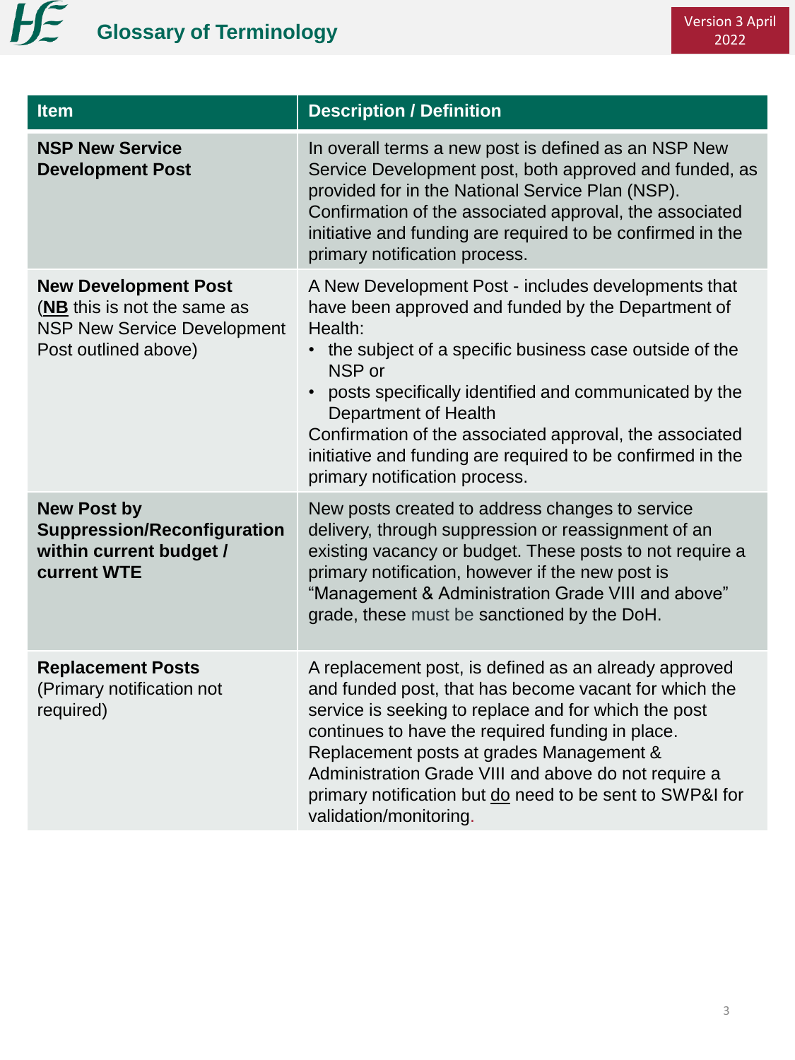## Glossary of Terminology

| Item | Description / Definition |
|---|---|
| **NSP New Service Development Post** | In overall terms a new post is defined as an NSP New Service Development post, both approved and funded, as provided for in the National Service Plan (NSP). Confirmation of the associated approval, the associated initiative and funding are required to be confirmed in the primary notification process. |
| **New Development Post** (**NB** this is not the same as NSP New Service Development Post outlined above) | A New Development Post - includes developments that have been approved and funded by the Department of Health: <br>• the subject of a specific business case outside of the NSP or <br>• posts specifically identified and communicated by the Department of Health <br>Confirmation of the associated approval, the associated initiative and funding are required to be confirmed in the primary notification process. |
| **New Post by Suppression/Reconfiguration within current budget / current WTE** | New posts created to address changes to service delivery, through suppression or reassignment of an existing vacancy or budget. These posts to not require a primary notification, however if the new post is "Management & Administration Grade VIII and above" grade, these must be sanctioned by the DoH. |
| **Replacement Posts** (Primary notification not required) | A replacement post, is defined as an already approved and funded post, that has become vacant for which the service is seeking to replace and for which the post continues to have the required funding in place. Replacement posts at grades Management & Administration Grade VIII and above do not require a primary notification but do need to be sent to SWP&I for validation/monitoring. |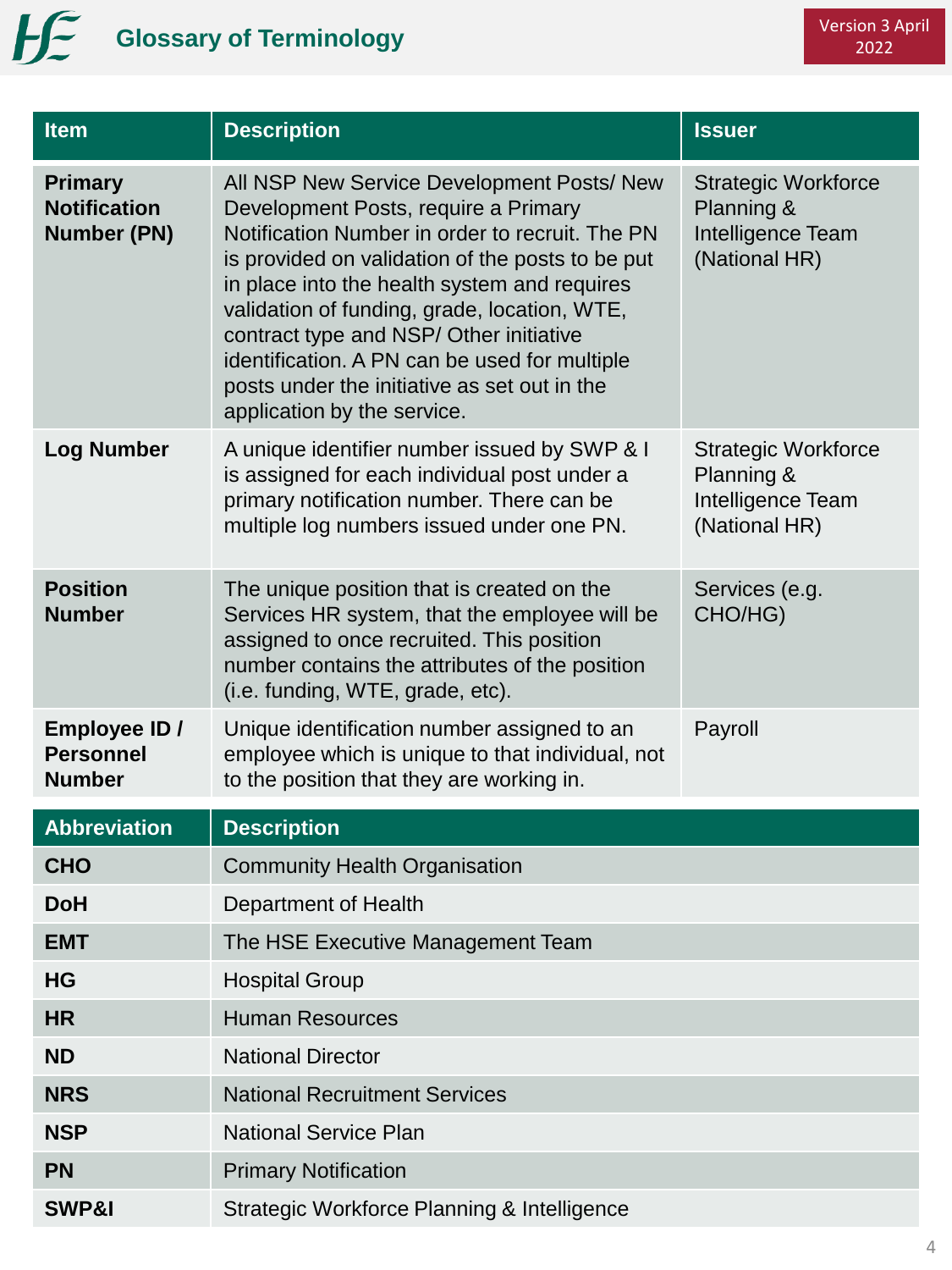# Glossary of Terminology

Version 3 April 2022

| Item | Description | Issuer |
|---|---|---|
| **Primary Notification Number (PN)** | All NSP New Service Development Posts/ New Development Posts, require a Primary Notification Number in order to recruit. The PN is provided on validation of the posts to be put in place into the health system and requires validation of funding, grade, location, WTE, contract type and NSP/ Other initiative identification. A PN can be used for multiple posts under the initiative as set out in the application by the service. | Strategic Workforce Planning & Intelligence Team (National HR) |
| **Log Number** | A unique identifier number issued by SWP & I is assigned for each individual post under a primary notification number. There can be multiple log numbers issued under one PN. | Strategic Workforce Planning & Intelligence Team (National HR) |
| **Position Number** | The unique position that is created on the Services HR system, that the employee will be assigned to once recruited. This position number contains the attributes of the position (i.e. funding, WTE, grade, etc). | Services (e.g. CHO/HG) |
| **Employee ID / Personnel Number** | Unique identification number assigned to an employee which is unique to that individual, not to the position that they are working in. | Payroll |

| Abbreviation | Description |
|---|---|
| **CHO** | Community Health Organisation |
| **DoH** | Department of Health |
| **EMT** | The HSE Executive Management Team |
| **HG** | Hospital Group |
| **HR** | Human Resources |
| **ND** | National Director |
| **NRS** | National Recruitment Services |
| **NSP** | National Service Plan |
| **PN** | Primary Notification |
| **SWP&I** | Strategic Workforce Planning & Intelligence |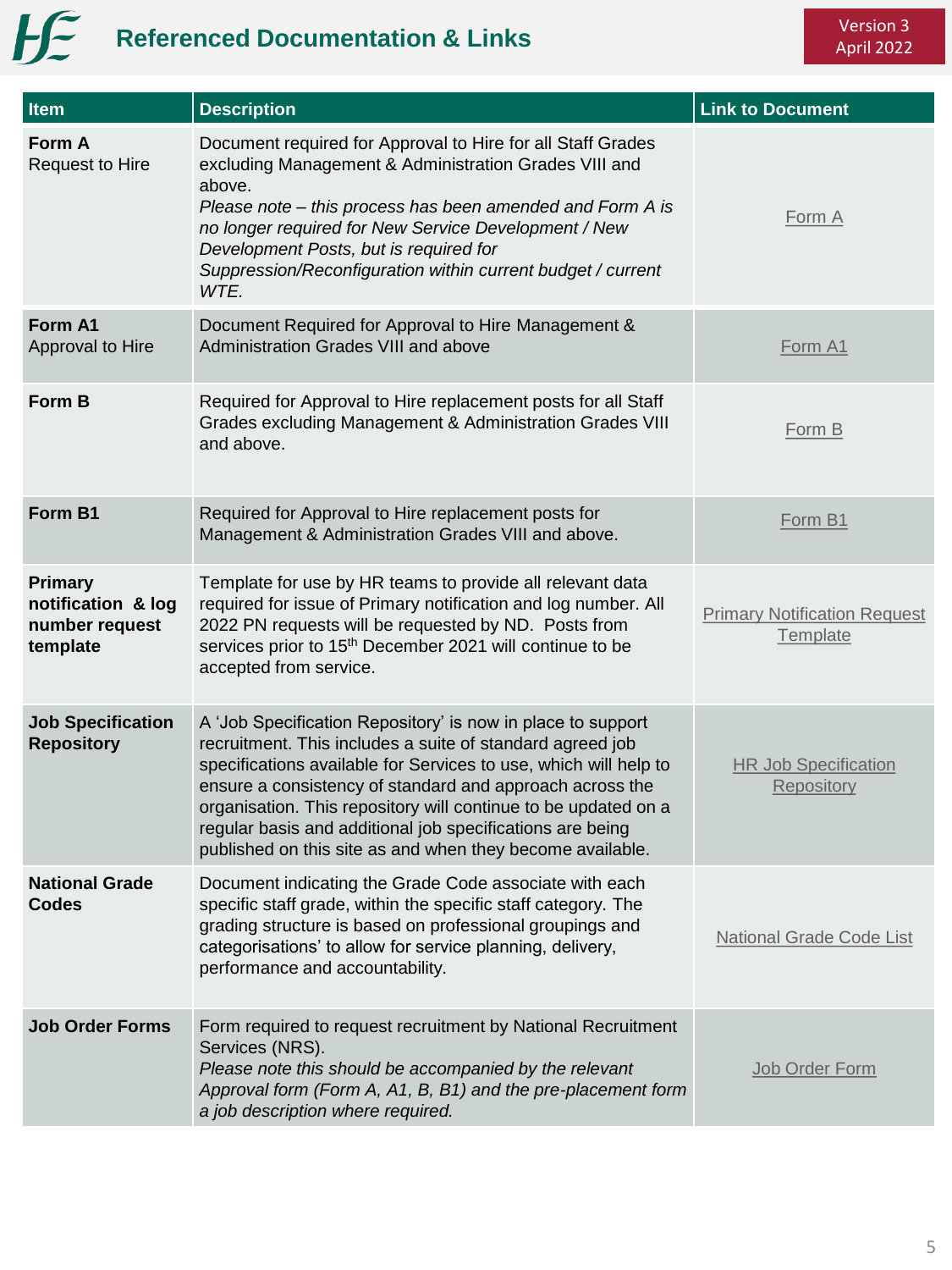# Referenced Documentation & Links

Version 3
April 2022

| Item | Description | Link to Document |
|---|---|---|
| **Form A** Request to Hire | Document required for Approval to Hire for all Staff Grades excluding Management & Administration Grades VIII and above. *Please note – this process has been amended and Form A is no longer required for New Service Development / New Development Posts, but is required for Suppression/Reconfiguration within current budget / current WTE.* | Form A |
| **Form A1** Approval to Hire | Document Required for Approval to Hire Management & Administration Grades VIII and above | Form A1 |
| **Form B** | Required for Approval to Hire replacement posts for all Staff Grades excluding Management & Administration Grades VIII and above. | Form B |
| **Form B1** | Required for Approval to Hire replacement posts for Management & Administration Grades VIII and above. | Form B1 |
| **Primary notification & log number request template** | Template for use by HR teams to provide all relevant data required for issue of Primary notification and log number. All 2022 PN requests will be requested by ND. Posts from services prior to 15th December 2021 will continue to be accepted from service. | Primary Notification Request Template |
| **Job Specification Repository** | A 'Job Specification Repository' is now in place to support recruitment. This includes a suite of standard agreed job specifications available for Services to use, which will help to ensure a consistency of standard and approach across the organisation. This repository will continue to be updated on a regular basis and additional job specifications are being published on this site as and when they become available. | HR Job Specification Repository |
| **National Grade Codes** | Document indicating the Grade Code associate with each specific staff grade, within the specific staff category. The grading structure is based on professional groupings and categorisations' to allow for service planning, delivery, performance and accountability. | National Grade Code List |
| **Job Order Forms** | Form required to request recruitment by National Recruitment Services (NRS). *Please note this should be accompanied by the relevant Approval form (Form A, A1, B, B1) and the pre-placement form a job description where required.* | Job Order Form |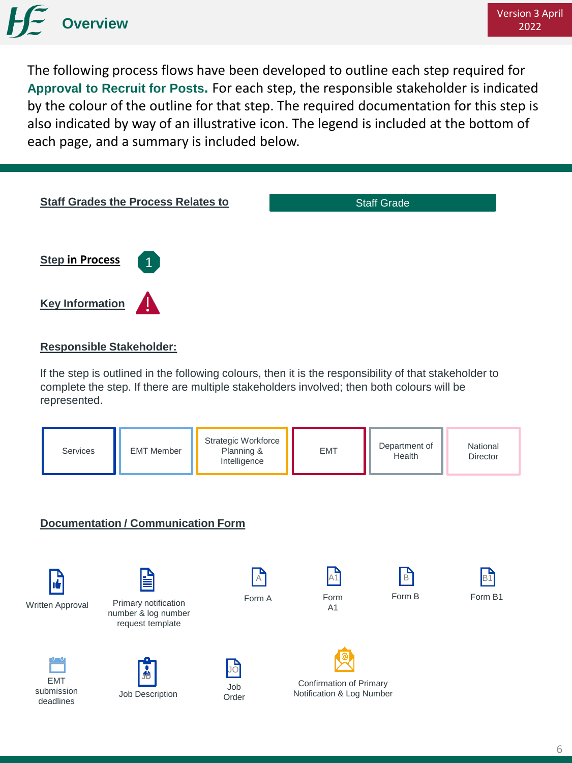# Overview

Version 3 April 2022

The following process flows have been developed to outline each step required for **Approval to Recruit for Posts.** For each step, the responsible stakeholder is indicated by the colour of the outline for that step. The required documentation for this step is also indicated by way of an illustrative icon. The legend is included at the bottom of each page, and a summary is included below.

**Staff Grades the Process Relates to** — Staff Grade

**Step in Process** — 1

**Key Information** — !

**Responsible Stakeholder:**

If the step is outlined in the following colours, then it is the responsibility of that stakeholder to complete the step. If there are multiple stakeholders involved; then both colours will be represented.

- Services
- EMT Member
- Strategic Workforce Planning & Intelligence
- EMT
- Department of Health
- National Director

**Documentation / Communication Form**

- Written Approval
- Primary notification number & log number request template
- Form A
- Form A1
- Form B
- Form B1
- EMT submission deadlines
- Job Description
- Job Order
- Confirmation of Primary Notification & Log Number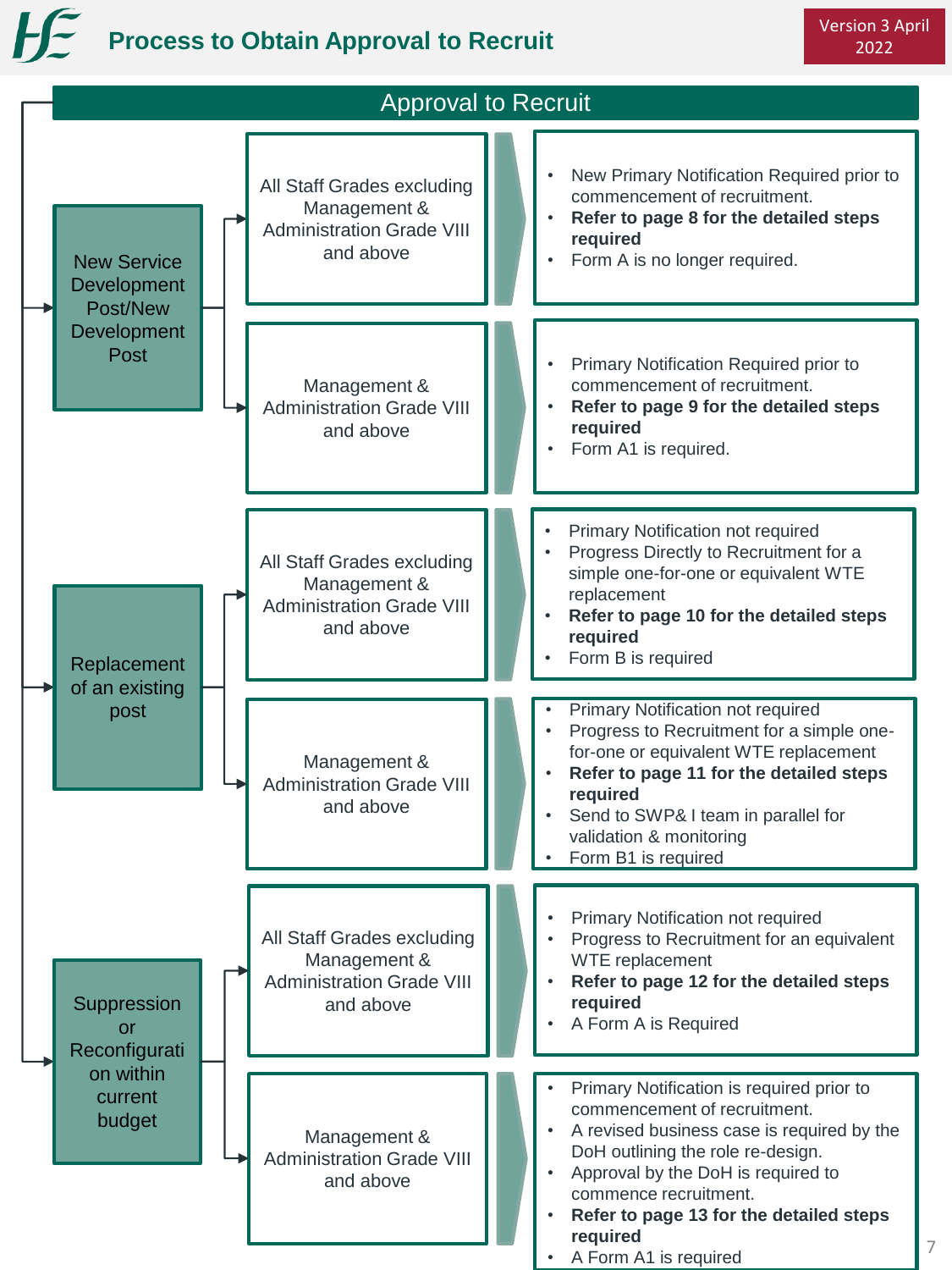# Process to Obtain Approval to Recruit

Version 3 April 2022

## Approval to Recruit

| Post Type | Grade | Requirements |
| --- | --- | --- |
| New Service Development Post/New Development Post | All Staff Grades excluding Management & Administration Grade VIII and above | • New Primary Notification Required prior to commencement of recruitment.<br>• **Refer to page 8 for the detailed steps required**<br>• Form A is no longer required. |
| | Management & Administration Grade VIII and above | • Primary Notification Required prior to commencement of recruitment.<br>• **Refer to page 9 for the detailed steps required**<br>• Form A1 is required. |
| Replacement of an existing post | All Staff Grades excluding Management & Administration Grade VIII and above | • Primary Notification not required<br>• Progress Directly to Recruitment for a simple one-for-one or equivalent WTE replacement<br>• **Refer to page 10 for the detailed steps required**<br>• Form B is required |
| | Management & Administration Grade VIII and above | • Primary Notification not required<br>• Progress to Recruitment for a simple one-for-one or equivalent WTE replacement<br>• **Refer to page 11 for the detailed steps required**<br>• Send to SWP& I team in parallel for validation & monitoring<br>• Form B1 is required |
| Suppression or Reconfiguration within current budget | All Staff Grades excluding Management & Administration Grade VIII and above | • Primary Notification not required<br>• Progress to Recruitment for an equivalent WTE replacement<br>• **Refer to page 12 for the detailed steps required**<br>• A Form A is Required |
| | Management & Administration Grade VIII and above | • Primary Notification is required prior to commencement of recruitment.<br>• A revised business case is required by the DoH outlining the role re-design.<br>• Approval by the DoH is required to commence recruitment.<br>• **Refer to page 13 for the detailed steps required**<br>• A Form A1 is required |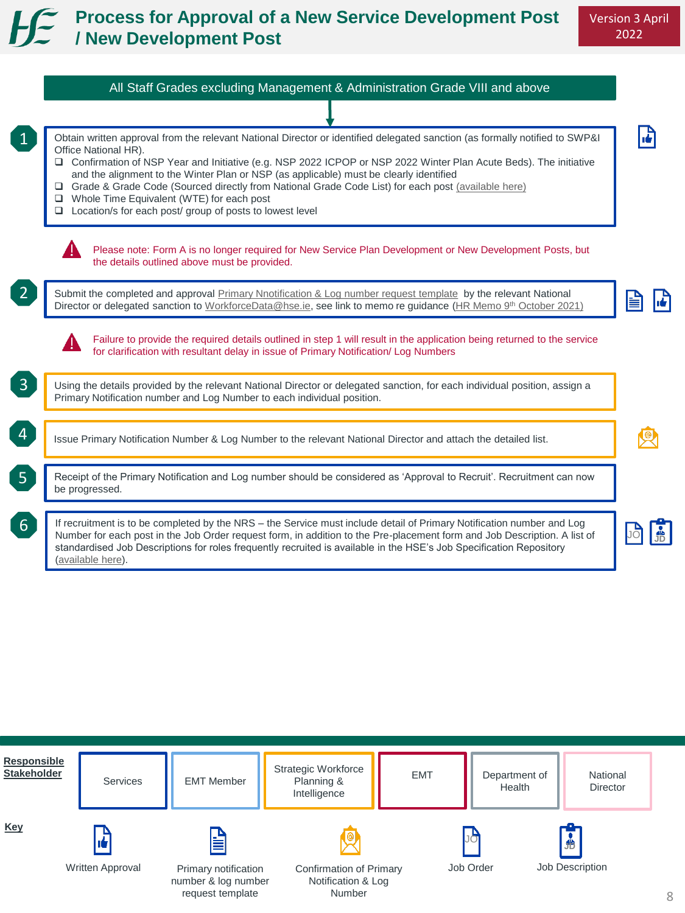# Process for Approval of a New Service Development Post / New Development Post

Version 3 April 2022

**All Staff Grades excluding Management & Administration Grade VIII and above**

**1** Obtain written approval from the relevant National Director or identified delegated sanction (as formally notified to SWP&I Office National HR).

- ❑ Confirmation of NSP Year and Initiative (e.g. NSP 2022 ICPOP or NSP 2022 Winter Plan Acute Beds). The initiative and the alignment to the Winter Plan or NSP (as applicable) must be clearly identified
- ❑ Grade & Grade Code (Sourced directly from National Grade Code List) for each post (available here)
- ❑ Whole Time Equivalent (WTE) for each post
- ❑ Location/s for each post/ group of posts to lowest level

⚠ Please note: Form A is no longer required for New Service Plan Development or New Development Posts, but the details outlined above must be provided.

**2** Submit the completed and approval Primary Nnotification & Log number request template by the relevant National Director or delegated sanction to WorkforceData@hse.ie, see link to memo re guidance (HR Memo 9th October 2021)

⚠ Failure to provide the required details outlined in step 1 will result in the application being returned to the service for clarification with resultant delay in issue of Primary Notification/ Log Numbers

**3** Using the details provided by the relevant National Director or delegated sanction, for each individual position, assign a Primary Notification number and Log Number to each individual position.

**4** Issue Primary Notification Number & Log Number to the relevant National Director and attach the detailed list.

**5** Receipt of the Primary Notification and Log number should be considered as 'Approval to Recruit'. Recruitment can now be progressed.

**6** If recruitment is to be completed by the NRS – the Service must include detail of Primary Notification number and Log Number for each post in the Job Order request form, in addition to the Pre-placement form and Job Description. A list of standardised Job Descriptions for roles frequently recruited is available in the HSE's Job Specification Repository (available here).

**Responsible Stakeholder**

| Services | EMT Member | Strategic Workforce Planning & Intelligence | EMT | Department of Health | National Director |
|---|---|---|---|---|---|

**Key**

| Written Approval | Primary notification number & log number request template | Confirmation of Primary Notification & Log Number | Job Order | Job Description |
|---|---|---|---|---|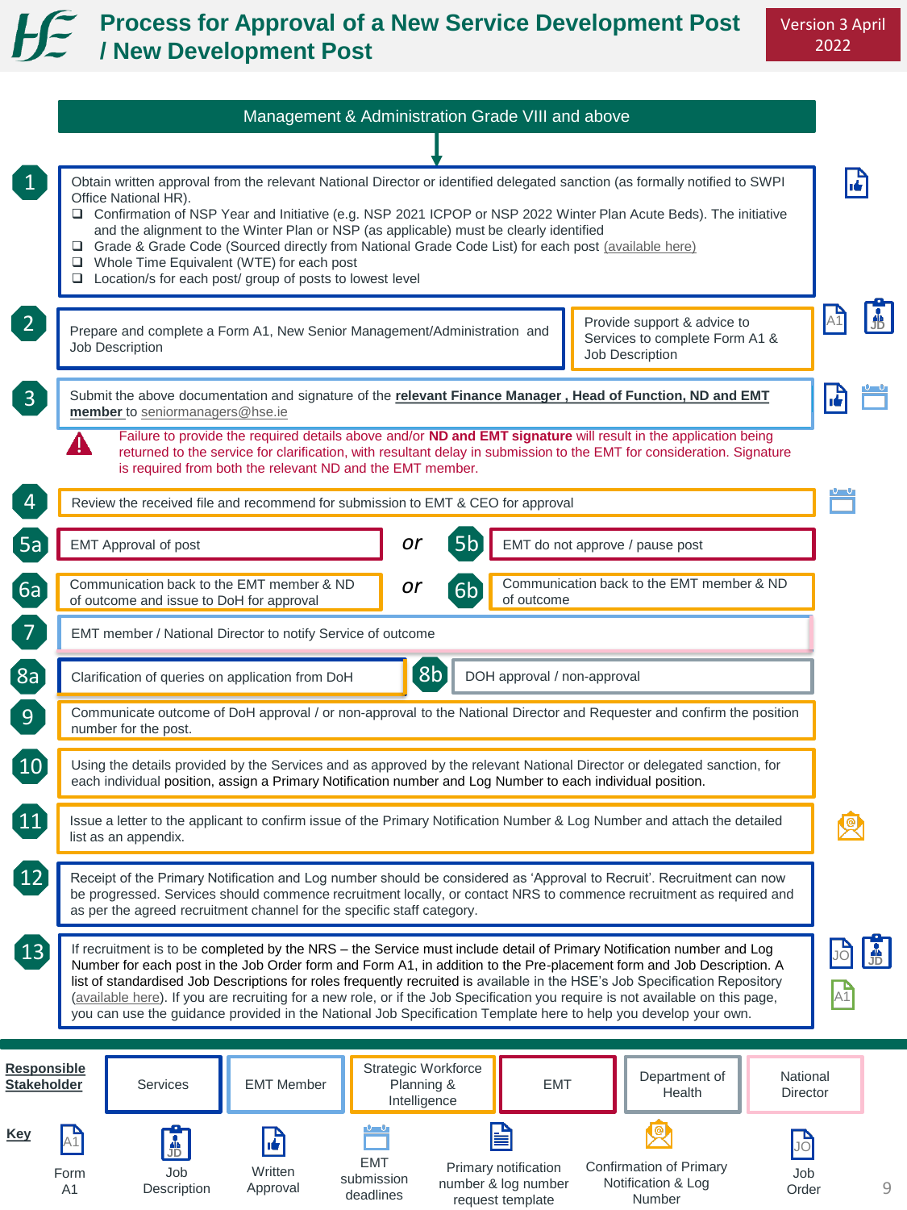# Process for Approval of a New Service Development Post / New Development Post

Version 3 April 2022

## Management & Administration Grade VIII and above

**1** Obtain written approval from the relevant National Director or identified delegated sanction (as formally notified to SWPI Office National HR).
- ❑ Confirmation of NSP Year and Initiative (e.g. NSP 2021 ICPOP or NSP 2022 Winter Plan Acute Beds). The initiative and the alignment to the Winter Plan or NSP (as applicable) must be clearly identified
- ❑ Grade & Grade Code (Sourced directly from National Grade Code List) for each post (available here)
- ❑ Whole Time Equivalent (WTE) for each post
- ❑ Location/s for each post/ group of posts to lowest level

**2** Prepare and complete a Form A1, New Senior Management/Administration and Job Description | Provide support & advice to Services to complete Form A1 & Job Description

**3** Submit the above documentation and signature of the **relevant Finance Manager , Head of Function, ND and EMT member** to seniormanagers@hse.ie

⚠ Failure to provide the required details above and/or **ND and EMT signature** will result in the application being returned to the service for clarification, with resultant delay in submission to the EMT for consideration. Signature is required from both the relevant ND and the EMT member.

**4** Review the received file and recommend for submission to EMT & CEO for approval

**5a** EMT Approval of post *or* **5b** EMT do not approve / pause post

**6a** Communication back to the EMT member & ND of outcome and issue to DoH for approval *or* **6b** Communication back to the EMT member & ND of outcome

**7** EMT member / National Director to notify Service of outcome

**8a** Clarification of queries on application from DoH | **8b** DOH approval / non-approval

**9** Communicate outcome of DoH approval / or non-approval to the National Director and Requester and confirm the position number for the post.

**10** Using the details provided by the Services and as approved by the relevant National Director or delegated sanction, for each individual position, assign a Primary Notification number and Log Number to each individual position.

**11** Issue a letter to the applicant to confirm issue of the Primary Notification Number & Log Number and attach the detailed list as an appendix.

**12** Receipt of the Primary Notification and Log number should be considered as 'Approval to Recruit'. Recruitment can now be progressed. Services should commence recruitment locally, or contact NRS to commence recruitment as required and as per the agreed recruitment channel for the specific staff category.

**13** If recruitment is to be completed by the NRS – the Service must include detail of Primary Notification number and Log Number for each post in the Job Order form and Form A1, in addition to the Pre-placement form and Job Description. A list of standardised Job Descriptions for roles frequently recruited is available in the HSE's Job Specification Repository (available here). If you are recruiting for a new role, or if the Job Specification you require is not available on this page, you can use the guidance provided in the National Job Specification Template here to help you develop your own.

**Responsible Stakeholder:** Services | EMT Member | Strategic Workforce Planning & Intelligence | EMT | Department of Health | National Director

**Key:** Form A1 | Job Description | Written Approval | EMT submission deadlines | Primary notification number & log number request template | Confirmation of Primary Notification & Log Number | Job Order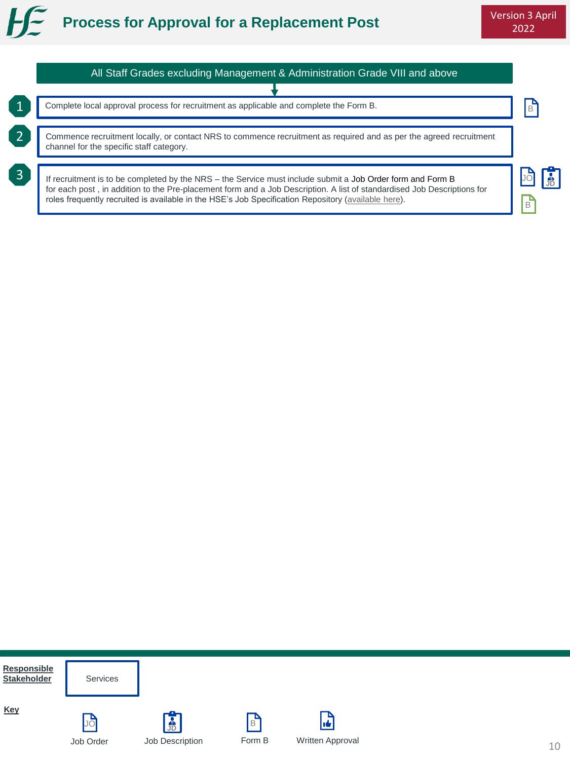# Process for Approval for a Replacement Post

Version 3 April 2022

**All Staff Grades excluding Management & Administration Grade VIII and above**

1. Complete local approval process for recruitment as applicable and complete the Form B.
2. Commence recruitment locally, or contact NRS to commence recruitment as required and as per the agreed recruitment channel for the specific staff category.
3. If recruitment is to be completed by the NRS – the Service must include submit a Job Order form and Form B for each post , in addition to the Pre-placement form and a Job Description. A list of standardised Job Descriptions for roles frequently recruited is available in the HSE's Job Specification Repository (available here).

**Responsible Stakeholder**

Services

**Key**

- JO: Job Order
- JD: Job Description
- B: Form B
- Written Approval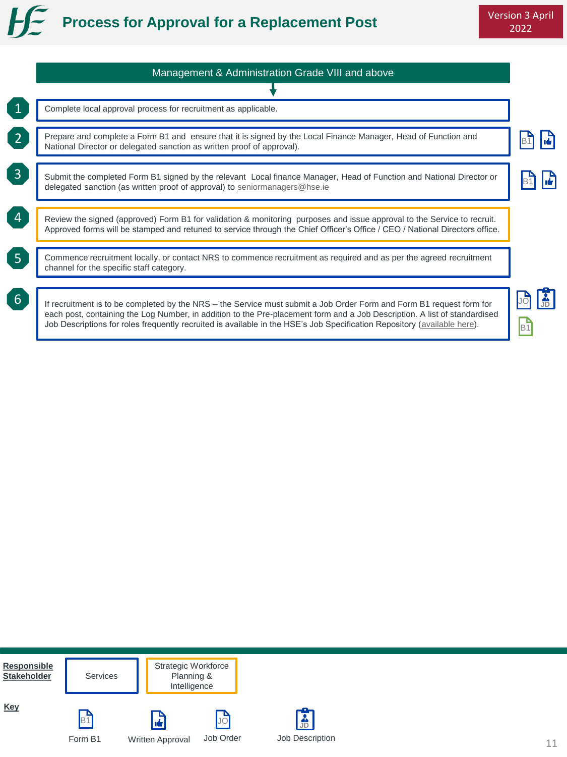# Process for Approval for a Replacement Post

Version 3 April 2022

## Management & Administration Grade VIII and above

1. Complete local approval process for recruitment as applicable.

2. Prepare and complete a Form B1 and ensure that it is signed by the Local Finance Manager, Head of Function and National Director or delegated sanction as written proof of approval). [B1] [Written Approval]

3. Submit the completed Form B1 signed by the relevant Local finance Manager, Head of Function and National Director or delegated sanction (as written proof of approval) to seniormanagers@hse.ie [B1] [Written Approval]

4. Review the signed (approved) Form B1 for validation & monitoring purposes and issue approval to the Service to recruit. Approved forms will be stamped and retuned to service through the Chief Officer's Office / CEO / National Directors office.

5. Commence recruitment locally, or contact NRS to commence recruitment as required and as per the agreed recruitment channel for the specific staff category.

6. If recruitment is to be completed by the NRS – the Service must submit a Job Order Form and Form B1 request form for each post, containing the Log Number, in addition to the Pre-placement form and a Job Description. A list of standardised Job Descriptions for roles frequently recruited is available in the HSE's Job Specification Repository (available here). [JO] [JD] [B1]

**Responsible Stakeholder**

- Services (blue box: steps 1, 2, 3, 5, 6)
- Strategic Workforce Planning & Intelligence (orange box: step 4)

**Key**

- B1 – Form B1
- Written Approval
- JO – Job Order
- JD – Job Description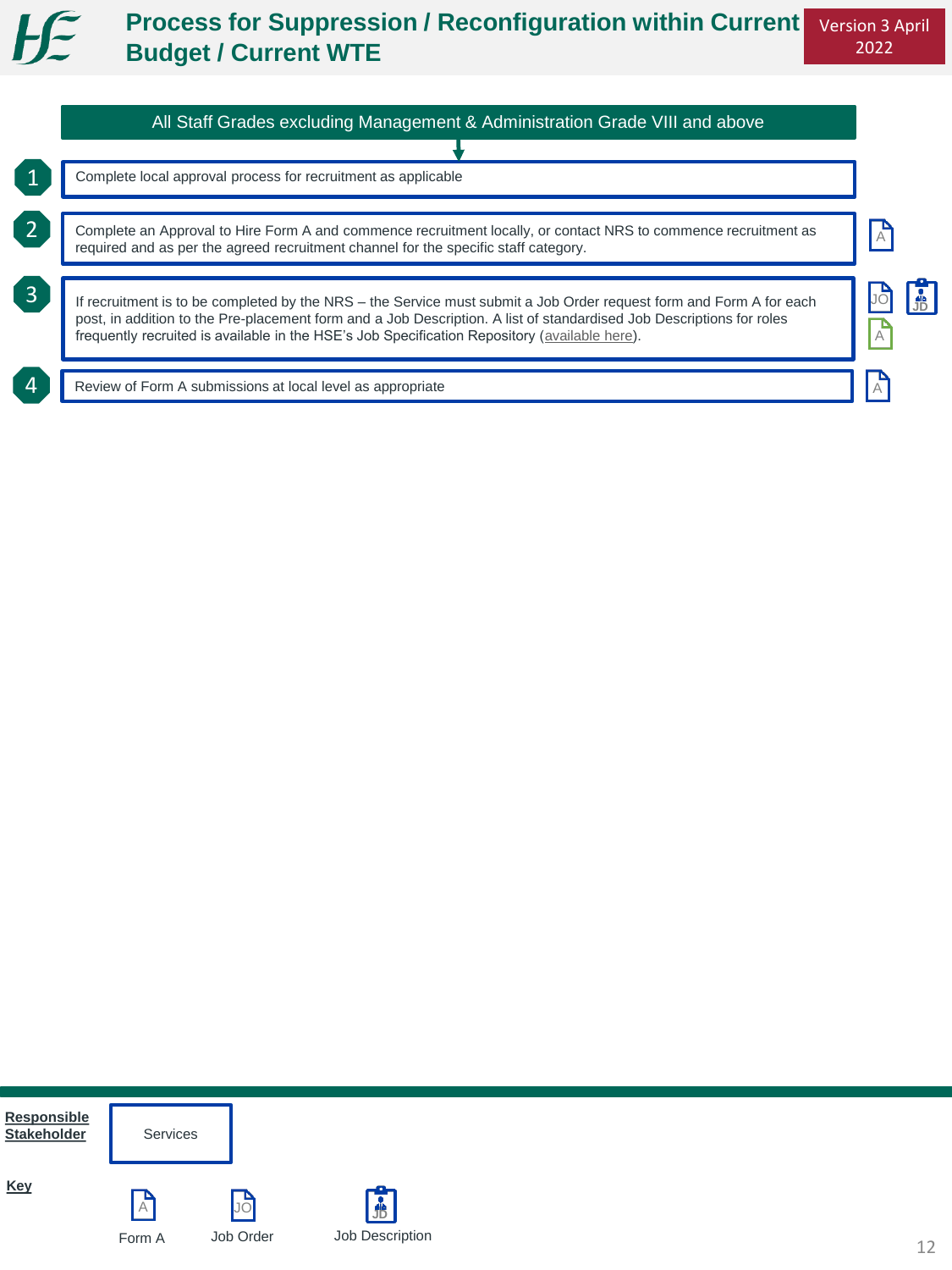# Process for Suppression / Reconfiguration within Current Budget / Current WTE

Version 3 April 2022

**All Staff Grades excluding Management & Administration Grade VIII and above**

1. Complete local approval process for recruitment as applicable

2. Complete an Approval to Hire Form A and commence recruitment locally, or contact NRS to commence recruitment as required and as per the agreed recruitment channel for the specific staff category. [A]

3. If recruitment is to be completed by the NRS – the Service must submit a Job Order request form and Form A for each post, in addition to the Pre-placement form and a Job Description. A list of standardised Job Descriptions for roles frequently recruited is available in the HSE's Job Specification Repository (available here). [JO] [A] [JD]

4. Review of Form A submissions at local level as appropriate [A]

**Responsible Stakeholder**

| Services |
|---|

**Key**

- A – Form A
- JO – Job Order
- JD – Job Description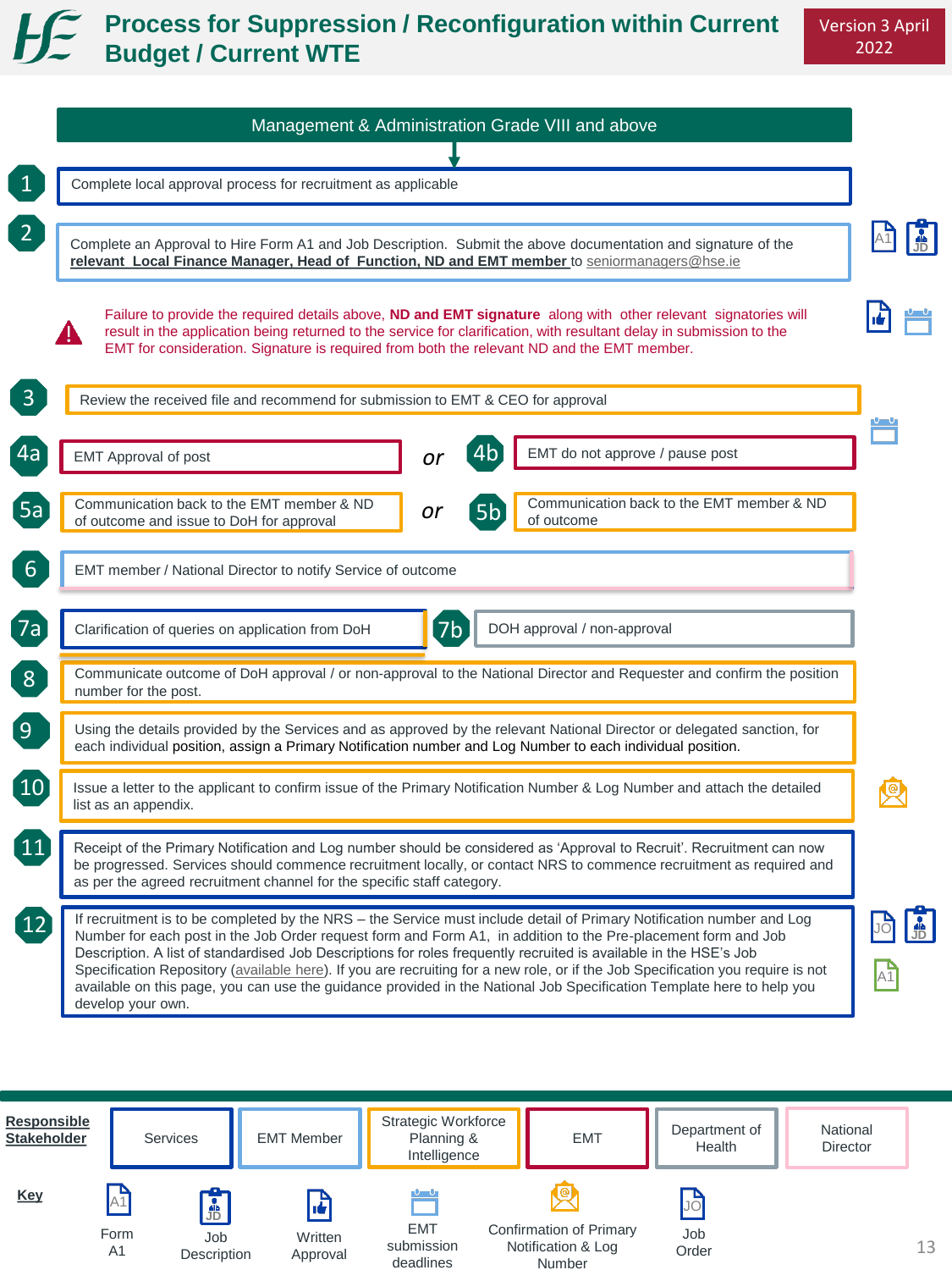# Process for Suppression / Reconfiguration within Current Budget / Current WTE

Version 3 April 2022

## Management & Administration Grade VIII and above

**1** Complete local approval process for recruitment as applicable

**2** Complete an Approval to Hire Form A1 and Job Description. Submit the above documentation and signature of the **relevant Local Finance Manager, Head of Function, ND and EMT member** to seniormanagers@hse.ie

⚠ Failure to provide the required details above, **ND and EMT signature** along with other relevant signatories will result in the application being returned to the service for clarification, with resultant delay in submission to the EMT for consideration. Signature is required from both the relevant ND and the EMT member.

**3** Review the received file and recommend for submission to EMT & CEO for approval

**4a** EMT Approval of post *or* **4b** EMT do not approve / pause post

**5a** Communication back to the EMT member & ND of outcome and issue to DoH for approval *or* **5b** Communication back to the EMT member & ND of outcome

**6** EMT member / National Director to notify Service of outcome

**7a** Clarification of queries on application from DoH

**7b** DOH approval / non-approval

**8** Communicate outcome of DoH approval / or non-approval to the National Director and Requester and confirm the position number for the post.

**9** Using the details provided by the Services and as approved by the relevant National Director or delegated sanction, for each individual position, assign a Primary Notification number and Log Number to each individual position.

**10** Issue a letter to the applicant to confirm issue of the Primary Notification Number & Log Number and attach the detailed list as an appendix.

**11** Receipt of the Primary Notification and Log number should be considered as 'Approval to Recruit'. Recruitment can now be progressed. Services should commence recruitment locally, or contact NRS to commence recruitment as required and as per the agreed recruitment channel for the specific staff category.

**12** If recruitment is to be completed by the NRS – the Service must include detail of Primary Notification number and Log Number for each post in the Job Order request form and Form A1, in addition to the Pre-placement form and Job Description. A list of standardised Job Descriptions for roles frequently recruited is available in the HSE's Job Specification Repository (available here). If you are recruiting for a new role, or if the Job Specification you require is not available on this page, you can use the guidance provided in the National Job Specification Template here to help you develop your own.

**Responsible Stakeholder:** Services | EMT Member | Strategic Workforce Planning & Intelligence | EMT | Department of Health | National Director

**Key:** Form A1 | Job Description | Written Approval | EMT submission deadlines | Confirmation of Primary Notification & Log Number | Job Order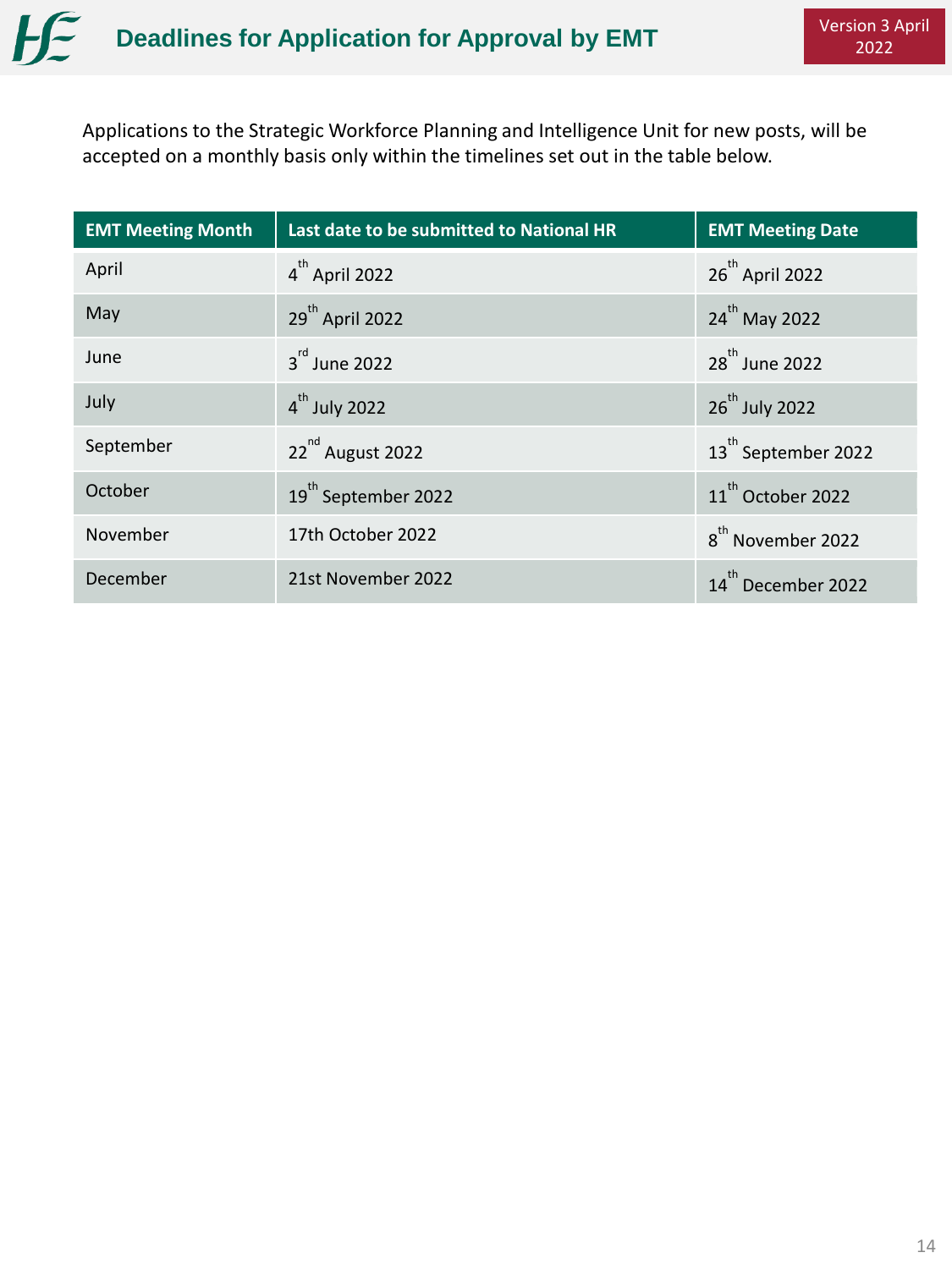# Deadlines for Application for Approval by EMT

Version 3 April 2022

Applications to the Strategic Workforce Planning and Intelligence Unit for new posts, will be accepted on a monthly basis only within the timelines set out in the table below.

| EMT Meeting Month | Last date to be submitted to National HR | EMT Meeting Date |
|---|---|---|
| April | 4th April 2022 | 26th April 2022 |
| May | 29th April 2022 | 24th May 2022 |
| June | 3rd June 2022 | 28th June 2022 |
| July | 4th July 2022 | 26th July 2022 |
| September | 22nd August 2022 | 13th September 2022 |
| October | 19th September 2022 | 11th October 2022 |
| November | 17th October 2022 | 8th November 2022 |
| December | 21st November 2022 | 14th December 2022 |